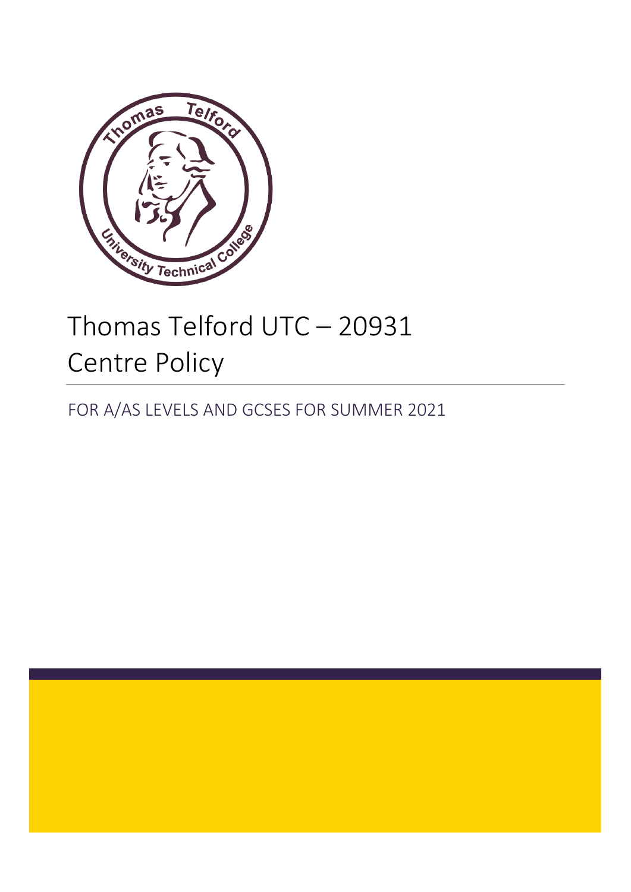# Thomas Telford UTC – 20931 Centre Policy

FOR A/AS LEVELS AND GCSES FOR SUMMER 2021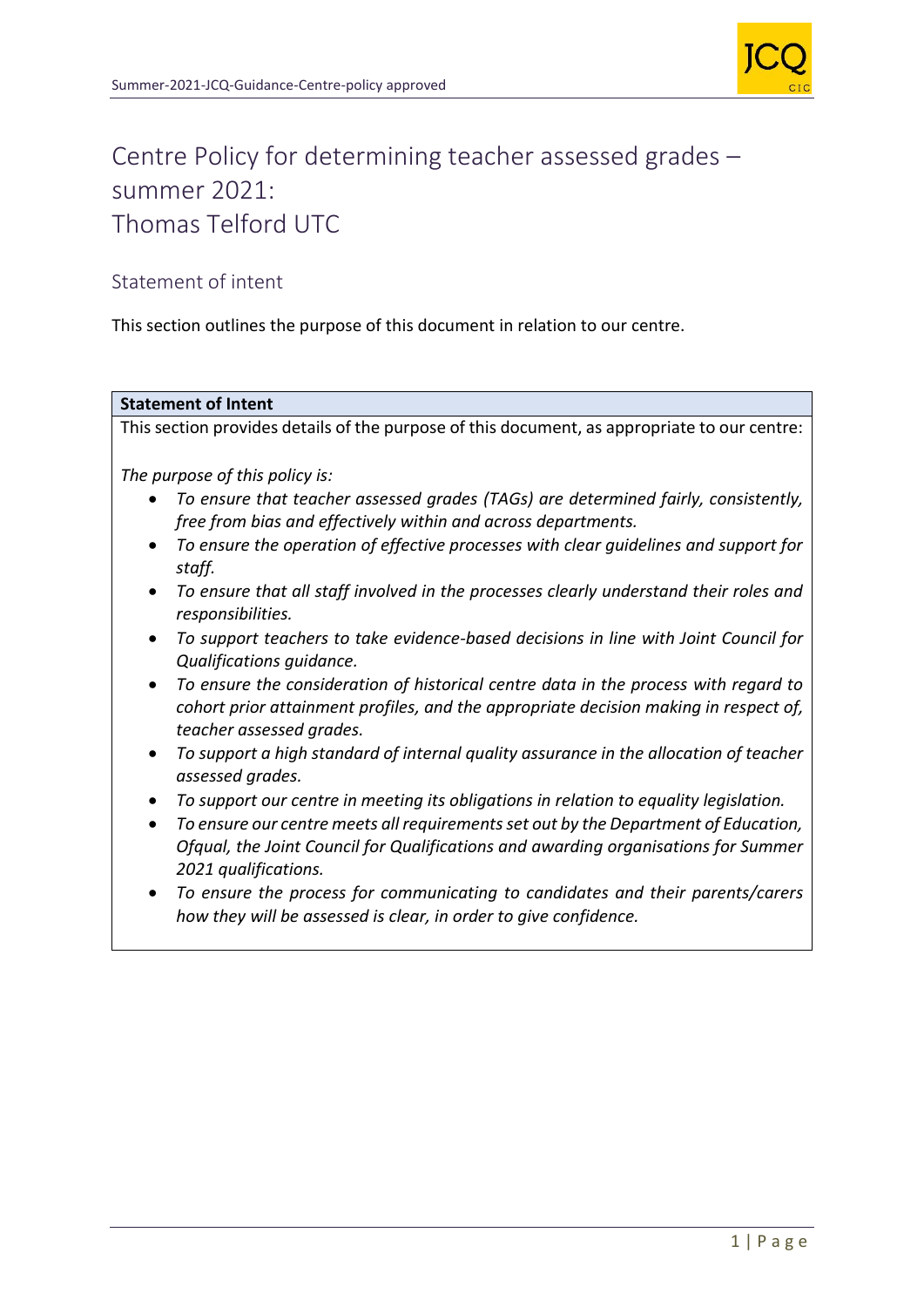# Centre Policy for determining teacher assessed grades – summer 2021: Thomas Telford UTC

## Statement of intent

This section outlines the purpose of this document in relation to our centre.

| **Statement of Intent** |
| --- |
| This section provides details of the purpose of this document, as appropriate to our centre:<br><br>*The purpose of this policy is:*<br>• *To ensure that teacher assessed grades (TAGs) are determined fairly, consistently, free from bias and effectively within and across departments.*<br>• *To ensure the operation of effective processes with clear guidelines and support for staff.*<br>• *To ensure that all staff involved in the processes clearly understand their roles and responsibilities.*<br>• *To support teachers to take evidence-based decisions in line with Joint Council for Qualifications guidance.*<br>• *To ensure the consideration of historical centre data in the process with regard to cohort prior attainment profiles, and the appropriate decision making in respect of, teacher assessed grades.*<br>• *To support a high standard of internal quality assurance in the allocation of teacher assessed grades.*<br>• *To support our centre in meeting its obligations in relation to equality legislation.*<br>• *To ensure our centre meets all requirements set out by the Department of Education, Ofqual, the Joint Council for Qualifications and awarding organisations for Summer 2021 qualifications.*<br>• *To ensure the process for communicating to candidates and their parents/carers how they will be assessed is clear, in order to give confidence.* |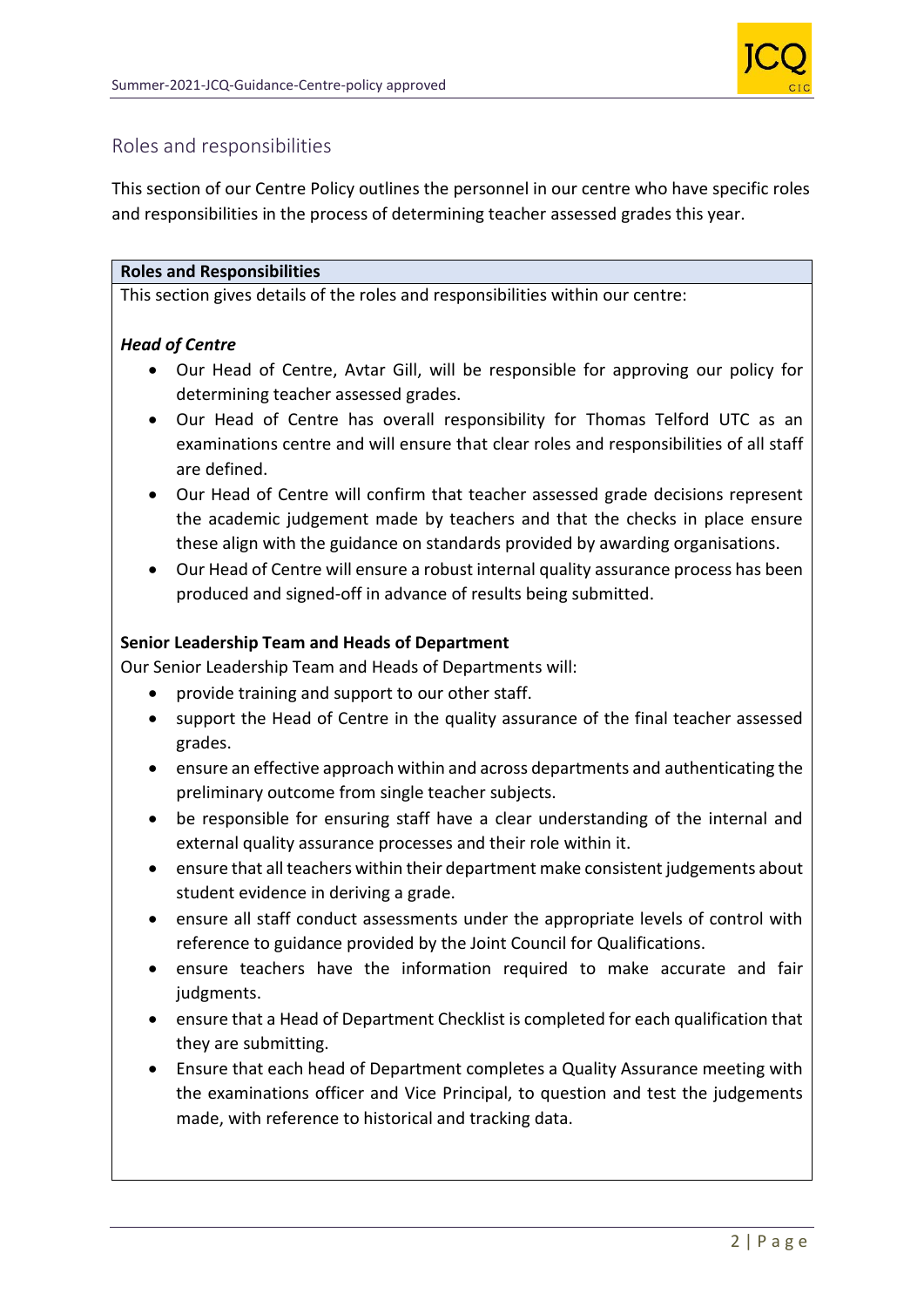## Roles and responsibilities

This section of our Centre Policy outlines the personnel in our centre who have specific roles and responsibilities in the process of determining teacher assessed grades this year.

**Roles and Responsibilities**

This section gives details of the roles and responsibilities within our centre:

***Head of Centre***

- Our Head of Centre, Avtar Gill, will be responsible for approving our policy for determining teacher assessed grades.
- Our Head of Centre has overall responsibility for Thomas Telford UTC as an examinations centre and will ensure that clear roles and responsibilities of all staff are defined.
- Our Head of Centre will confirm that teacher assessed grade decisions represent the academic judgement made by teachers and that the checks in place ensure these align with the guidance on standards provided by awarding organisations.
- Our Head of Centre will ensure a robust internal quality assurance process has been produced and signed-off in advance of results being submitted.

**Senior Leadership Team and Heads of Department**

Our Senior Leadership Team and Heads of Departments will:

- provide training and support to our other staff.
- support the Head of Centre in the quality assurance of the final teacher assessed grades.
- ensure an effective approach within and across departments and authenticating the preliminary outcome from single teacher subjects.
- be responsible for ensuring staff have a clear understanding of the internal and external quality assurance processes and their role within it.
- ensure that all teachers within their department make consistent judgements about student evidence in deriving a grade.
- ensure all staff conduct assessments under the appropriate levels of control with reference to guidance provided by the Joint Council for Qualifications.
- ensure teachers have the information required to make accurate and fair judgments.
- ensure that a Head of Department Checklist is completed for each qualification that they are submitting.
- Ensure that each head of Department completes a Quality Assurance meeting with the examinations officer and Vice Principal, to question and test the judgements made, with reference to historical and tracking data.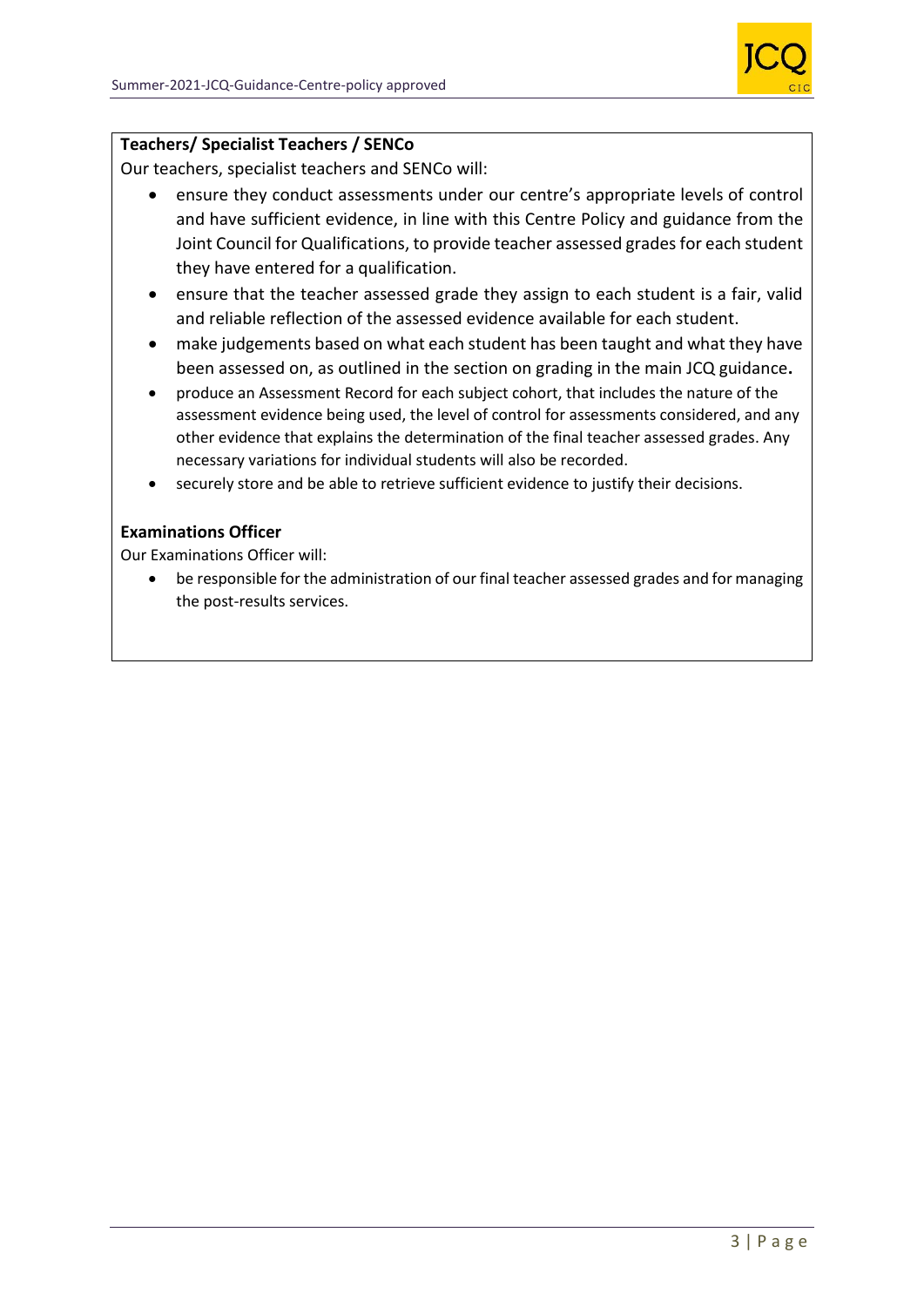**Teachers/ Specialist Teachers / SENCo**

Our teachers, specialist teachers and SENCo will:

- ensure they conduct assessments under our centre's appropriate levels of control and have sufficient evidence, in line with this Centre Policy and guidance from the Joint Council for Qualifications, to provide teacher assessed grades for each student they have entered for a qualification.
- ensure that the teacher assessed grade they assign to each student is a fair, valid and reliable reflection of the assessed evidence available for each student.
- make judgements based on what each student has been taught and what they have been assessed on, as outlined in the section on grading in the main JCQ guidance**.**
- produce an Assessment Record for each subject cohort, that includes the nature of the assessment evidence being used, the level of control for assessments considered, and any other evidence that explains the determination of the final teacher assessed grades. Any necessary variations for individual students will also be recorded.
- securely store and be able to retrieve sufficient evidence to justify their decisions.

**Examinations Officer**

Our Examinations Officer will:

- be responsible for the administration of our final teacher assessed grades and for managing the post-results services.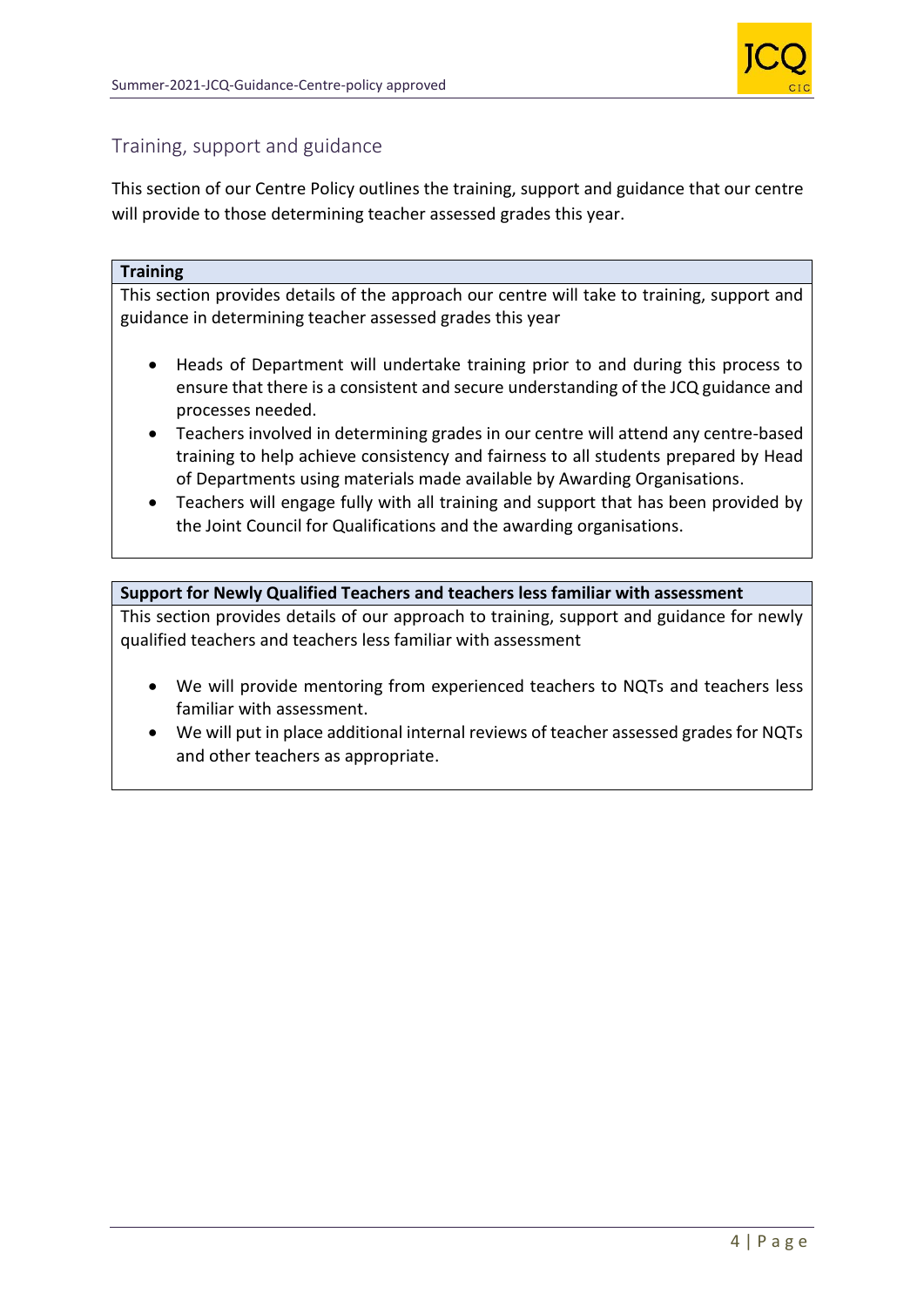## Training, support and guidance

This section of our Centre Policy outlines the training, support and guidance that our centre will provide to those determining teacher assessed grades this year.

### Training

This section provides details of the approach our centre will take to training, support and guidance in determining teacher assessed grades this year

- Heads of Department will undertake training prior to and during this process to ensure that there is a consistent and secure understanding of the JCQ guidance and processes needed.
- Teachers involved in determining grades in our centre will attend any centre-based training to help achieve consistency and fairness to all students prepared by Head of Departments using materials made available by Awarding Organisations.
- Teachers will engage fully with all training and support that has been provided by the Joint Council for Qualifications and the awarding organisations.

### Support for Newly Qualified Teachers and teachers less familiar with assessment

This section provides details of our approach to training, support and guidance for newly qualified teachers and teachers less familiar with assessment

- We will provide mentoring from experienced teachers to NQTs and teachers less familiar with assessment.
- We will put in place additional internal reviews of teacher assessed grades for NQTs and other teachers as appropriate.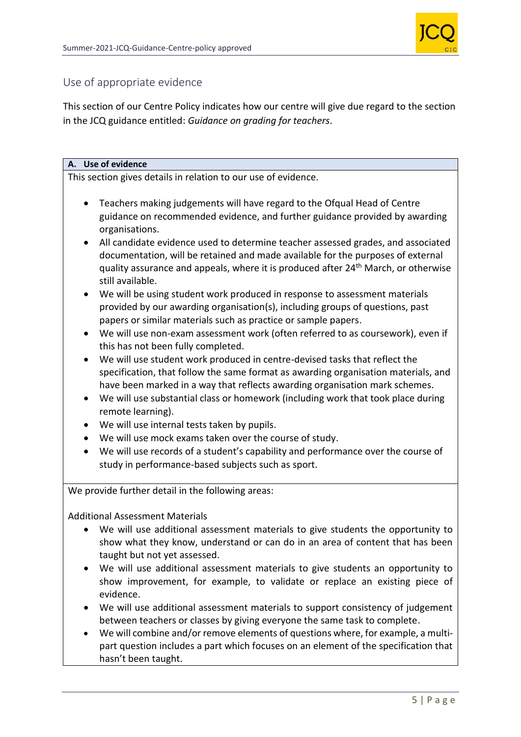## Use of appropriate evidence

This section of our Centre Policy indicates how our centre will give due regard to the section in the JCQ guidance entitled: *Guidance on grading for teachers*.

**A. Use of evidence**

This section gives details in relation to our use of evidence.

- Teachers making judgements will have regard to the Ofqual Head of Centre guidance on recommended evidence, and further guidance provided by awarding organisations.
- All candidate evidence used to determine teacher assessed grades, and associated documentation, will be retained and made available for the purposes of external quality assurance and appeals, where it is produced after 24th March, or otherwise still available.
- We will be using student work produced in response to assessment materials provided by our awarding organisation(s), including groups of questions, past papers or similar materials such as practice or sample papers.
- We will use non-exam assessment work (often referred to as coursework), even if this has not been fully completed.
- We will use student work produced in centre-devised tasks that reflect the specification, that follow the same format as awarding organisation materials, and have been marked in a way that reflects awarding organisation mark schemes.
- We will use substantial class or homework (including work that took place during remote learning).
- We will use internal tests taken by pupils.
- We will use mock exams taken over the course of study.
- We will use records of a student's capability and performance over the course of study in performance-based subjects such as sport.

We provide further detail in the following areas:

Additional Assessment Materials

- We will use additional assessment materials to give students the opportunity to show what they know, understand or can do in an area of content that has been taught but not yet assessed.
- We will use additional assessment materials to give students an opportunity to show improvement, for example, to validate or replace an existing piece of evidence.
- We will use additional assessment materials to support consistency of judgement between teachers or classes by giving everyone the same task to complete.
- We will combine and/or remove elements of questions where, for example, a multi-part question includes a part which focuses on an element of the specification that hasn't been taught.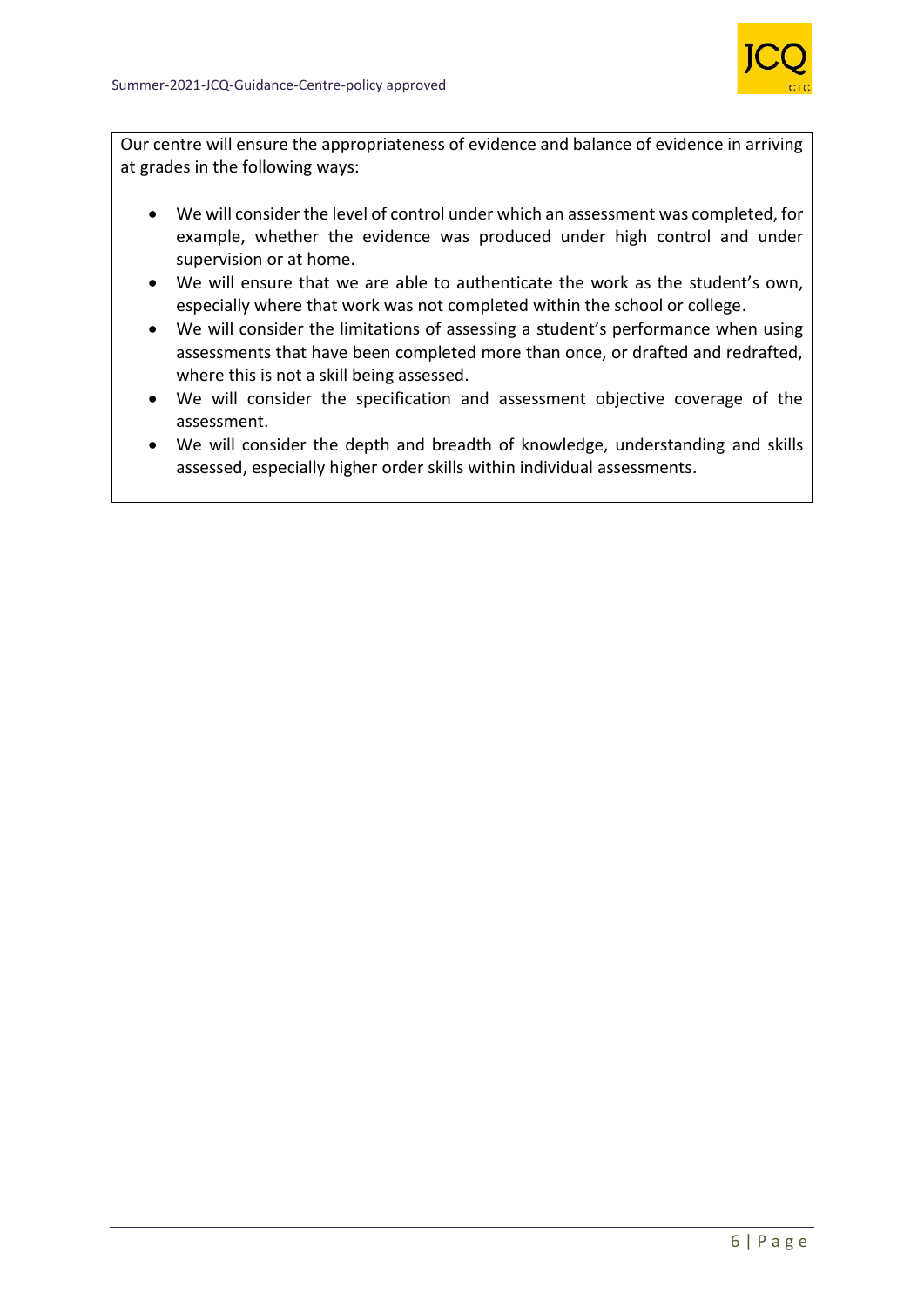Our centre will ensure the appropriateness of evidence and balance of evidence in arriving at grades in the following ways:

- We will consider the level of control under which an assessment was completed, for example, whether the evidence was produced under high control and under supervision or at home.
- We will ensure that we are able to authenticate the work as the student's own, especially where that work was not completed within the school or college.
- We will consider the limitations of assessing a student's performance when using assessments that have been completed more than once, or drafted and redrafted, where this is not a skill being assessed.
- We will consider the specification and assessment objective coverage of the assessment.
- We will consider the depth and breadth of knowledge, understanding and skills assessed, especially higher order skills within individual assessments.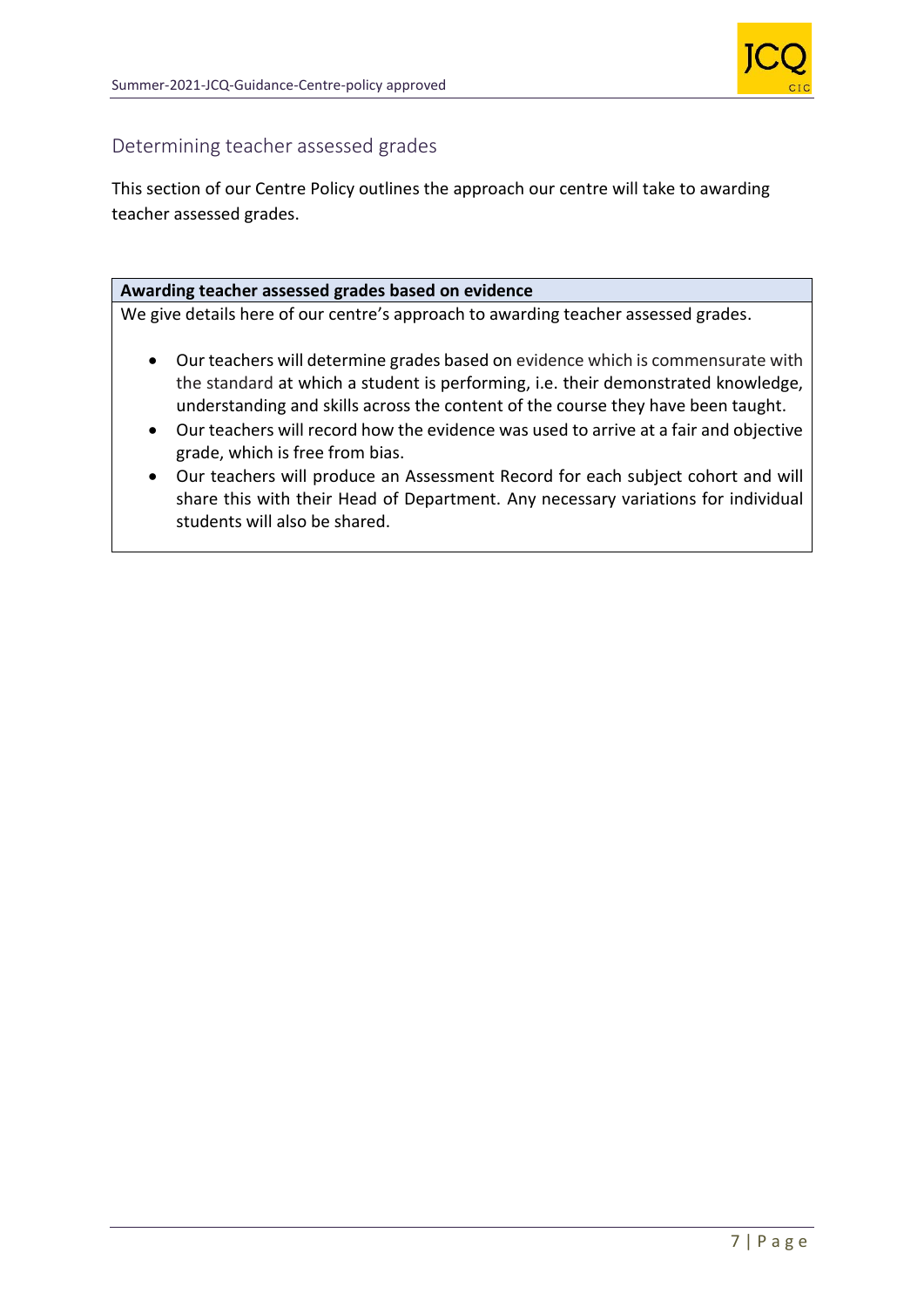## Determining teacher assessed grades

This section of our Centre Policy outlines the approach our centre will take to awarding teacher assessed grades.

**Awarding teacher assessed grades based on evidence**

We give details here of our centre's approach to awarding teacher assessed grades.

- Our teachers will determine grades based on evidence which is commensurate with the standard at which a student is performing, i.e. their demonstrated knowledge, understanding and skills across the content of the course they have been taught.
- Our teachers will record how the evidence was used to arrive at a fair and objective grade, which is free from bias.
- Our teachers will produce an Assessment Record for each subject cohort and will share this with their Head of Department. Any necessary variations for individual students will also be shared.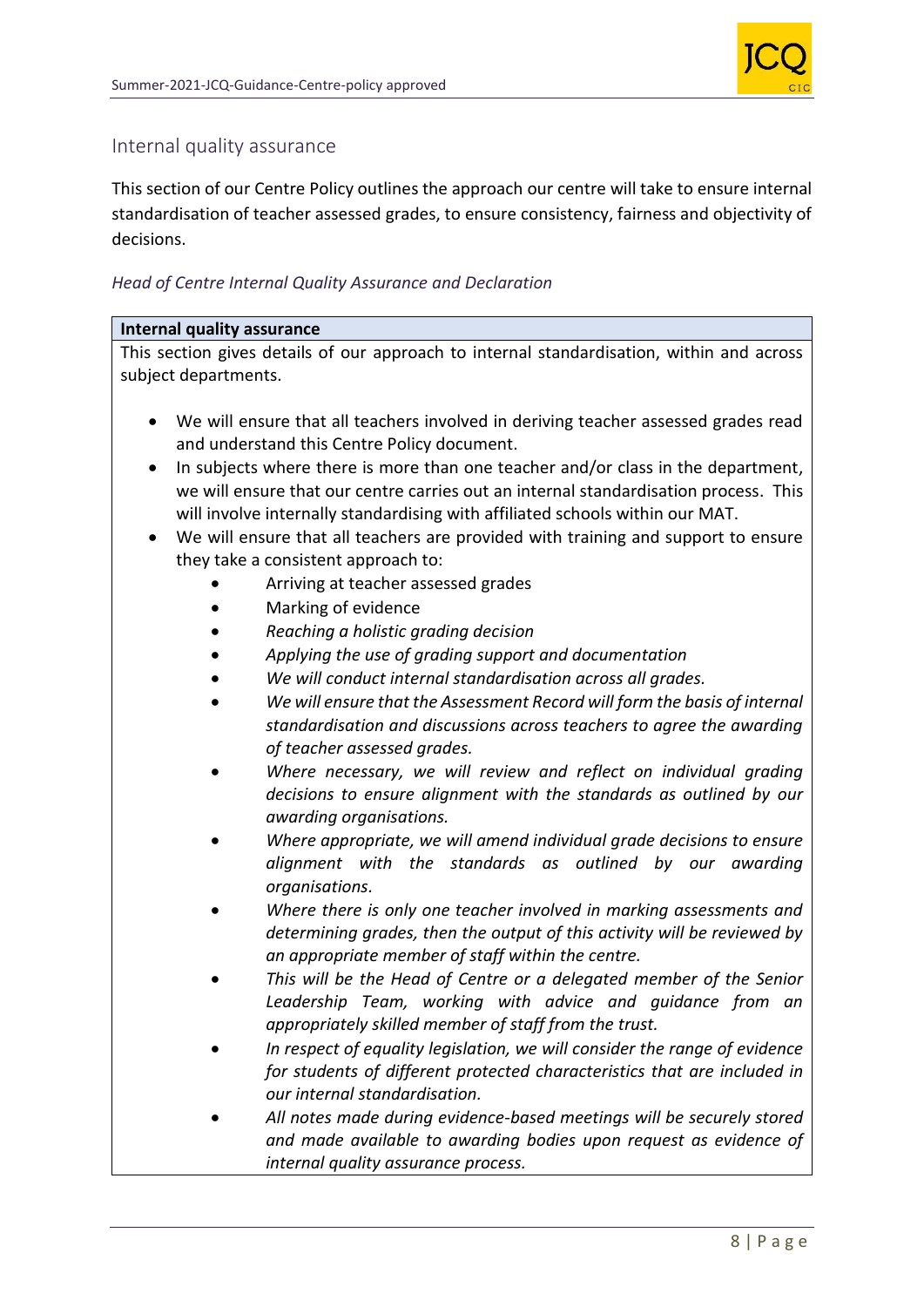## Internal quality assurance

This section of our Centre Policy outlines the approach our centre will take to ensure internal standardisation of teacher assessed grades, to ensure consistency, fairness and objectivity of decisions.

*Head of Centre Internal Quality Assurance and Declaration*

| **Internal quality assurance** |
|---|
| This section gives details of our approach to internal standardisation, within and across subject departments.<br><br>• We will ensure that all teachers involved in deriving teacher assessed grades read and understand this Centre Policy document.<br>• In subjects where there is more than one teacher and/or class in the department, we will ensure that our centre carries out an internal standardisation process. This will involve internally standardising with affiliated schools within our MAT.<br>• We will ensure that all teachers are provided with training and support to ensure they take a consistent approach to:<br>&nbsp;&nbsp;&nbsp;&nbsp;• Arriving at teacher assessed grades<br>&nbsp;&nbsp;&nbsp;&nbsp;• Marking of evidence<br>&nbsp;&nbsp;&nbsp;&nbsp;• *Reaching a holistic grading decision*<br>&nbsp;&nbsp;&nbsp;&nbsp;• *Applying the use of grading support and documentation*<br>&nbsp;&nbsp;&nbsp;&nbsp;• *We will conduct internal standardisation across all grades.*<br>&nbsp;&nbsp;&nbsp;&nbsp;• *We will ensure that the Assessment Record will form the basis of internal standardisation and discussions across teachers to agree the awarding of teacher assessed grades.*<br>&nbsp;&nbsp;&nbsp;&nbsp;• *Where necessary, we will review and reflect on individual grading decisions to ensure alignment with the standards as outlined by our awarding organisations.*<br>&nbsp;&nbsp;&nbsp;&nbsp;• *Where appropriate, we will amend individual grade decisions to ensure alignment with the standards as outlined by our awarding organisations.*<br>&nbsp;&nbsp;&nbsp;&nbsp;• *Where there is only one teacher involved in marking assessments and determining grades, then the output of this activity will be reviewed by an appropriate member of staff within the centre.*<br>&nbsp;&nbsp;&nbsp;&nbsp;• *This will be the Head of Centre or a delegated member of the Senior Leadership Team, working with advice and guidance from an appropriately skilled member of staff from the trust.*<br>&nbsp;&nbsp;&nbsp;&nbsp;• *In respect of equality legislation, we will consider the range of evidence for students of different protected characteristics that are included in our internal standardisation.*<br>&nbsp;&nbsp;&nbsp;&nbsp;• *All notes made during evidence-based meetings will be securely stored and made available to awarding bodies upon request as evidence of internal quality assurance process.* |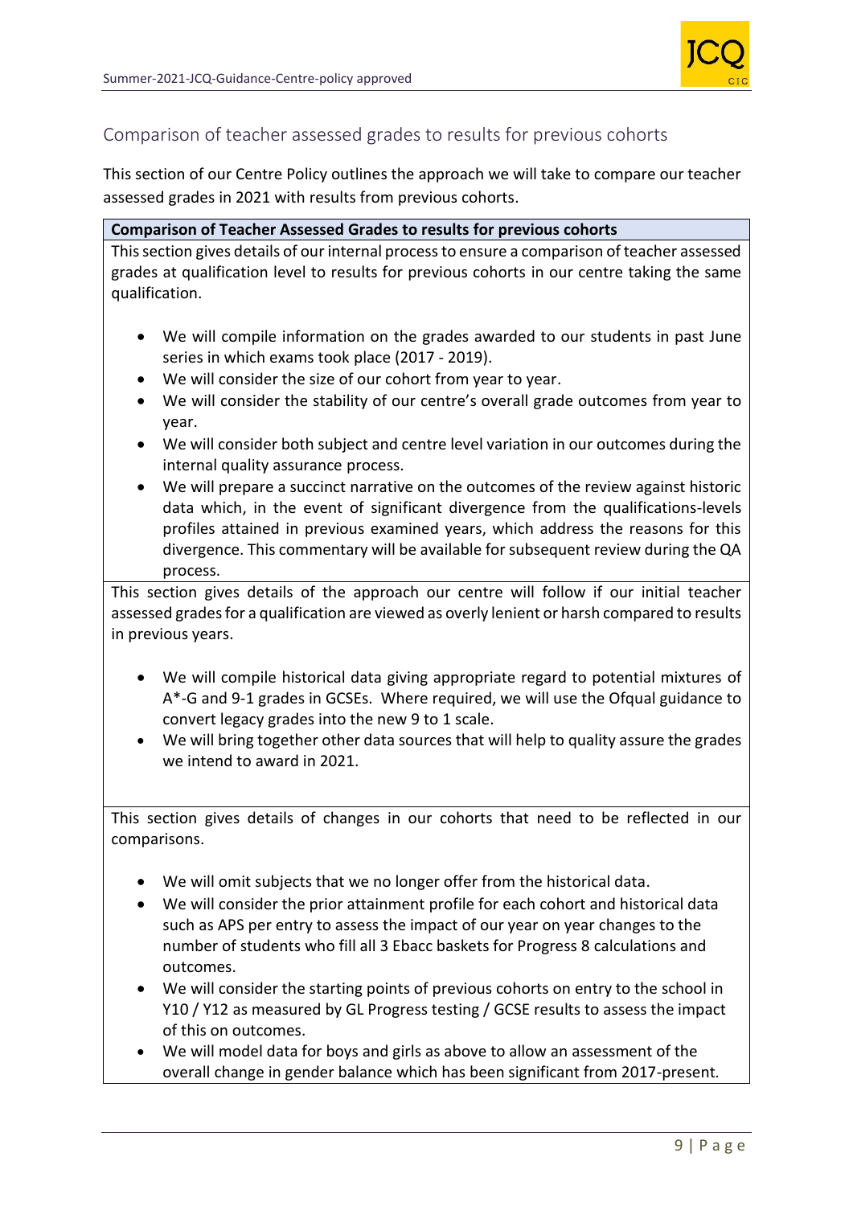## Comparison of teacher assessed grades to results for previous cohorts

This section of our Centre Policy outlines the approach we will take to compare our teacher assessed grades in 2021 with results from previous cohorts.

**Comparison of Teacher Assessed Grades to results for previous cohorts**

This section gives details of our internal process to ensure a comparison of teacher assessed grades at qualification level to results for previous cohorts in our centre taking the same qualification.

- We will compile information on the grades awarded to our students in past June series in which exams took place (2017 - 2019).
- We will consider the size of our cohort from year to year.
- We will consider the stability of our centre's overall grade outcomes from year to year.
- We will consider both subject and centre level variation in our outcomes during the internal quality assurance process.
- We will prepare a succinct narrative on the outcomes of the review against historic data which, in the event of significant divergence from the qualifications-levels profiles attained in previous examined years, which address the reasons for this divergence. This commentary will be available for subsequent review during the QA process.

This section gives details of the approach our centre will follow if our initial teacher assessed grades for a qualification are viewed as overly lenient or harsh compared to results in previous years.

- We will compile historical data giving appropriate regard to potential mixtures of A*-G and 9-1 grades in GCSEs. Where required, we will use the Ofqual guidance to convert legacy grades into the new 9 to 1 scale.
- We will bring together other data sources that will help to quality assure the grades we intend to award in 2021.

This section gives details of changes in our cohorts that need to be reflected in our comparisons.

- We will omit subjects that we no longer offer from the historical data.
- We will consider the prior attainment profile for each cohort and historical data such as APS per entry to assess the impact of our year on year changes to the number of students who fill all 3 Ebacc baskets for Progress 8 calculations and outcomes.
- We will consider the starting points of previous cohorts on entry to the school in Y10 / Y12 as measured by GL Progress testing / GCSE results to assess the impact of this on outcomes.
- We will model data for boys and girls as above to allow an assessment of the overall change in gender balance which has been significant from 2017-present.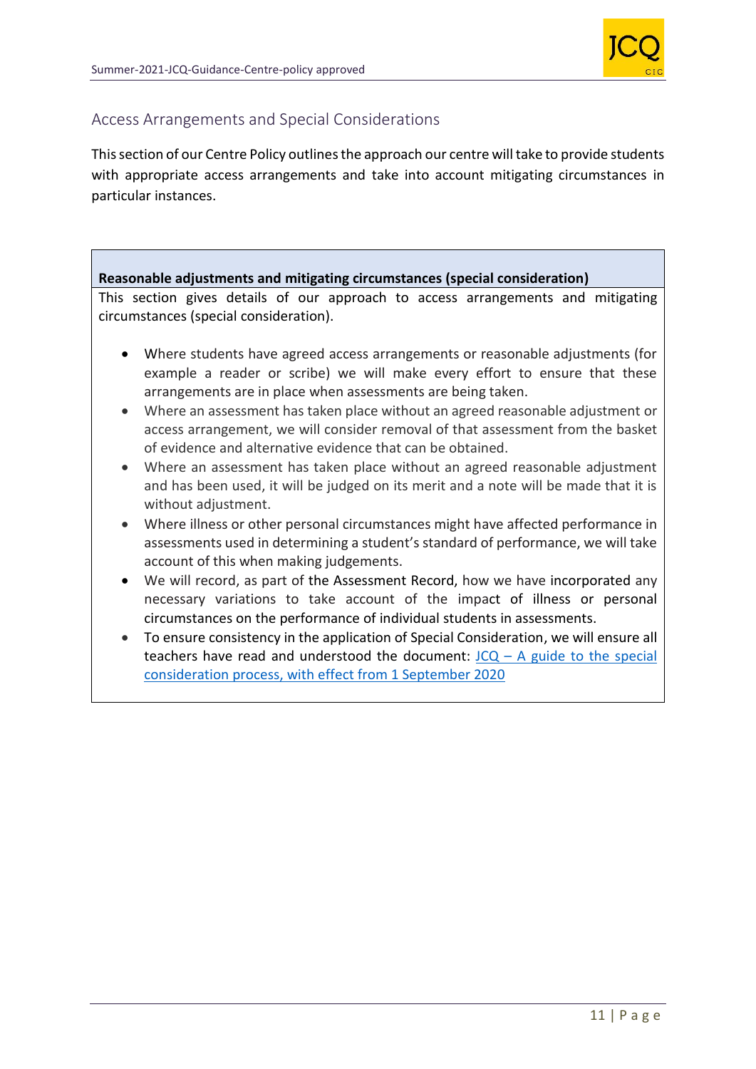## Access Arrangements and Special Considerations

This section of our Centre Policy outlines the approach our centre will take to provide students with appropriate access arrangements and take into account mitigating circumstances in particular instances.

| **Reasonable adjustments and mitigating circumstances (special consideration)** |
|---|
| This section gives details of our approach to access arrangements and mitigating circumstances (special consideration).<br><br>• Where students have agreed access arrangements or reasonable adjustments (for example a reader or scribe) we will make every effort to ensure that these arrangements are in place when assessments are being taken.<br>• Where an assessment has taken place without an agreed reasonable adjustment or access arrangement, we will consider removal of that assessment from the basket of evidence and alternative evidence that can be obtained.<br>• Where an assessment has taken place without an agreed reasonable adjustment and has been used, it will be judged on its merit and a note will be made that it is without adjustment.<br>• Where illness or other personal circumstances might have affected performance in assessments used in determining a student's standard of performance, we will take account of this when making judgements.<br>• We will record, as part of the Assessment Record, how we have incorporated any necessary variations to take account of the impact of illness or personal circumstances on the performance of individual students in assessments.<br>• To ensure consistency in the application of Special Consideration, we will ensure all teachers have read and understood the document: JCQ – A guide to the special consideration process, with effect from 1 September 2020 |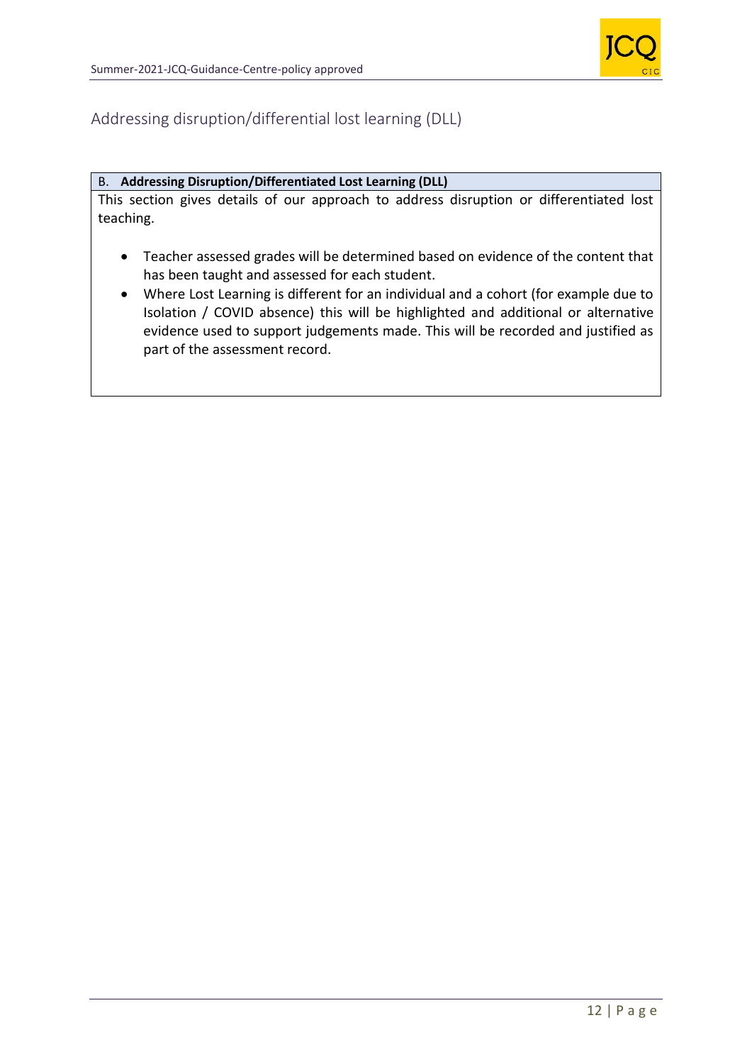## Addressing disruption/differential lost learning (DLL)

| B. **Addressing Disruption/Differentiated Lost Learning (DLL)** |
|---|
| This section gives details of our approach to address disruption or differentiated lost teaching.<br><br>• Teacher assessed grades will be determined based on evidence of the content that has been taught and assessed for each student.<br>• Where Lost Learning is different for an individual and a cohort (for example due to Isolation / COVID absence) this will be highlighted and additional or alternative evidence used to support judgements made. This will be recorded and justified as part of the assessment record. |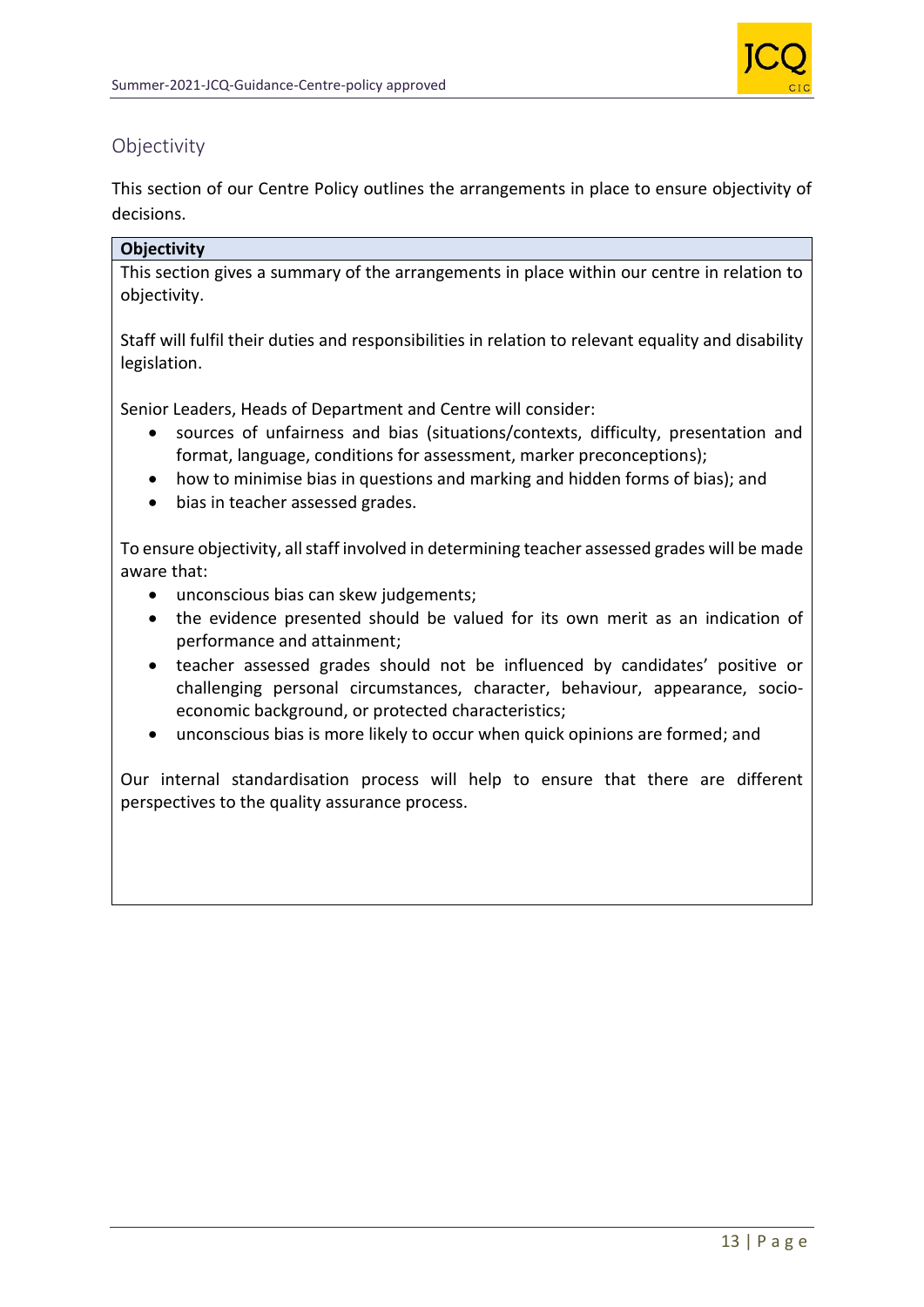## Objectivity

This section of our Centre Policy outlines the arrangements in place to ensure objectivity of decisions.

| Objectivity |
| --- |
| This section gives a summary of the arrangements in place within our centre in relation to objectivity.<br><br>Staff will fulfil their duties and responsibilities in relation to relevant equality and disability legislation.<br><br>Senior Leaders, Heads of Department and Centre will consider:<br>• sources of unfairness and bias (situations/contexts, difficulty, presentation and format, language, conditions for assessment, marker preconceptions);<br>• how to minimise bias in questions and marking and hidden forms of bias); and<br>• bias in teacher assessed grades.<br><br>To ensure objectivity, all staff involved in determining teacher assessed grades will be made aware that:<br>• unconscious bias can skew judgements;<br>• the evidence presented should be valued for its own merit as an indication of performance and attainment;<br>• teacher assessed grades should not be influenced by candidates' positive or challenging personal circumstances, character, behaviour, appearance, socio-economic background, or protected characteristics;<br>• unconscious bias is more likely to occur when quick opinions are formed; and<br><br>Our internal standardisation process will help to ensure that there are different perspectives to the quality assurance process. |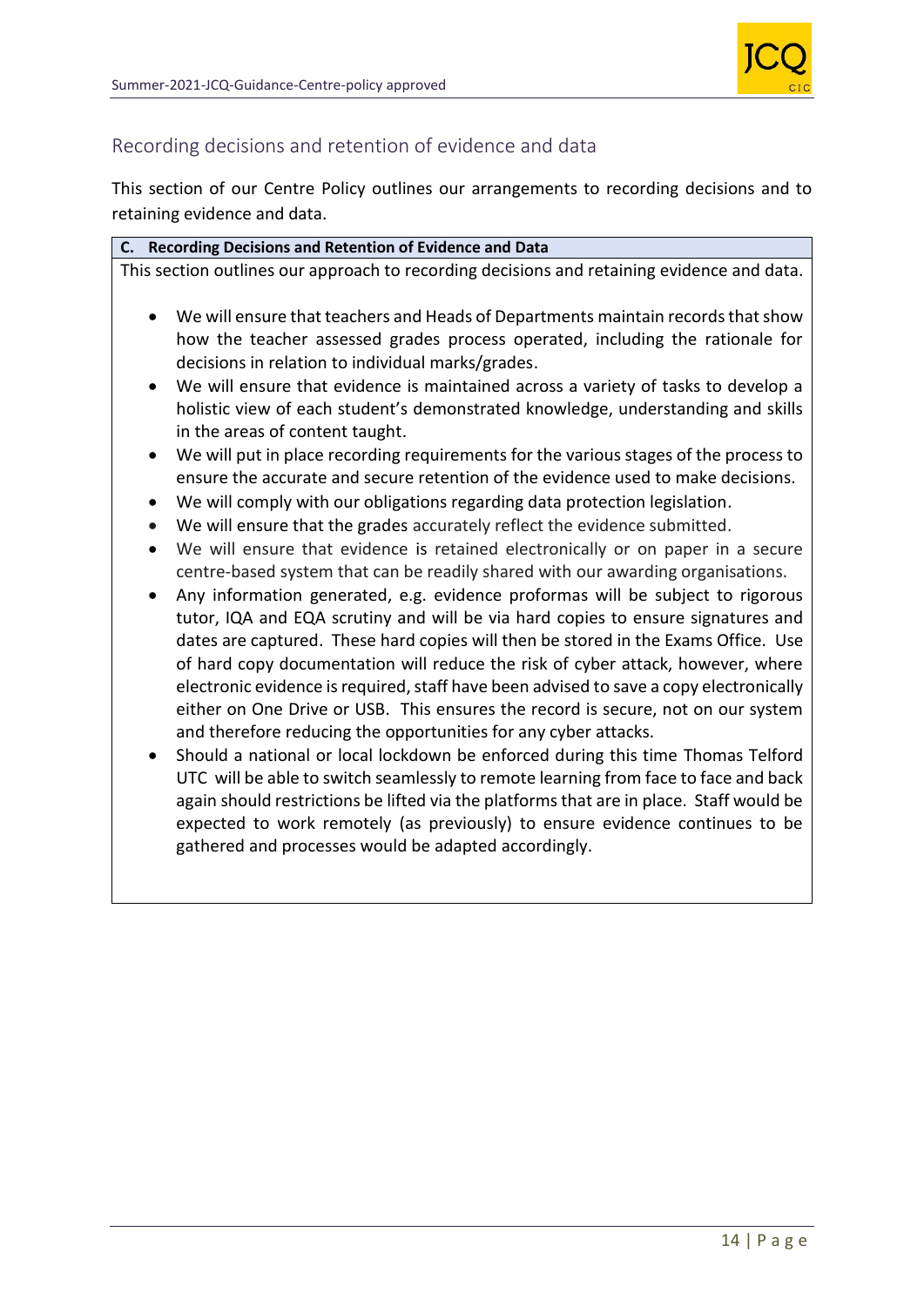## Recording decisions and retention of evidence and data

This section of our Centre Policy outlines our arrangements to recording decisions and to retaining evidence and data.

**C. Recording Decisions and Retention of Evidence and Data**

This section outlines our approach to recording decisions and retaining evidence and data.

- We will ensure that teachers and Heads of Departments maintain records that show how the teacher assessed grades process operated, including the rationale for decisions in relation to individual marks/grades.
- We will ensure that evidence is maintained across a variety of tasks to develop a holistic view of each student's demonstrated knowledge, understanding and skills in the areas of content taught.
- We will put in place recording requirements for the various stages of the process to ensure the accurate and secure retention of the evidence used to make decisions.
- We will comply with our obligations regarding data protection legislation.
- We will ensure that the grades accurately reflect the evidence submitted.
- We will ensure that evidence is retained electronically or on paper in a secure centre-based system that can be readily shared with our awarding organisations.
- Any information generated, e.g. evidence proformas will be subject to rigorous tutor, IQA and EQA scrutiny and will be via hard copies to ensure signatures and dates are captured. These hard copies will then be stored in the Exams Office. Use of hard copy documentation will reduce the risk of cyber attack, however, where electronic evidence is required, staff have been advised to save a copy electronically either on One Drive or USB. This ensures the record is secure, not on our system and therefore reducing the opportunities for any cyber attacks.
- Should a national or local lockdown be enforced during this time Thomas Telford UTC will be able to switch seamlessly to remote learning from face to face and back again should restrictions be lifted via the platforms that are in place. Staff would be expected to work remotely (as previously) to ensure evidence continues to be gathered and processes would be adapted accordingly.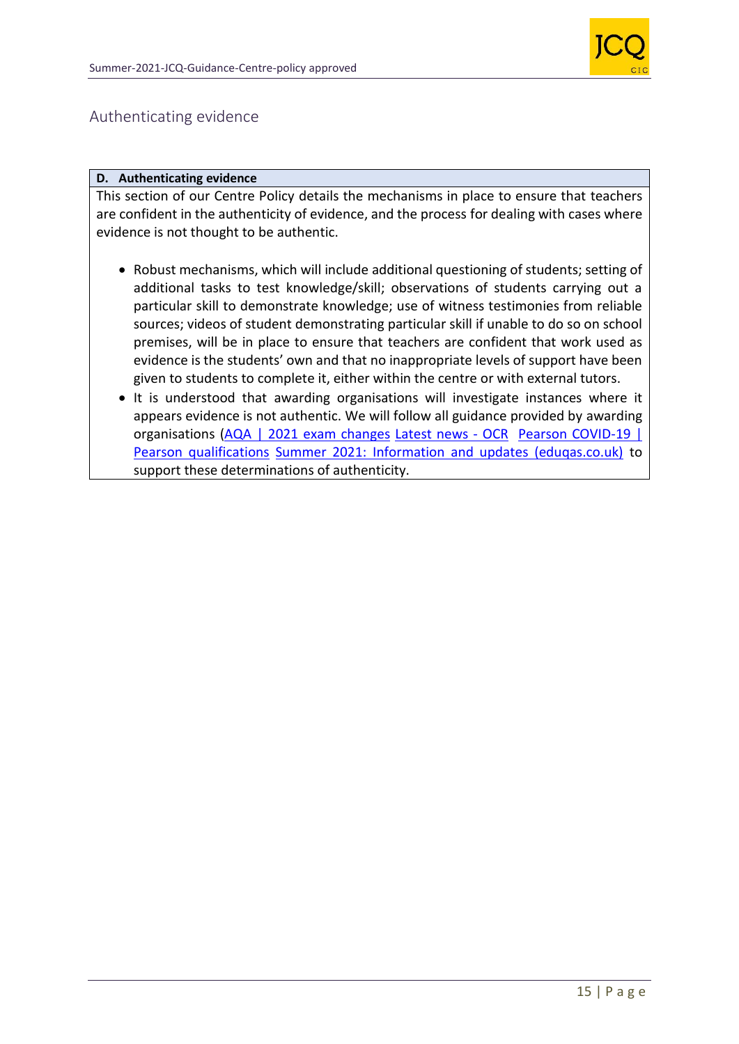## Authenticating evidence

| D. Authenticating evidence |
| --- |
| This section of our Centre Policy details the mechanisms in place to ensure that teachers are confident in the authenticity of evidence, and the process for dealing with cases where evidence is not thought to be authentic.<br><br>• Robust mechanisms, which will include additional questioning of students; setting of additional tasks to test knowledge/skill; observations of students carrying out a particular skill to demonstrate knowledge; use of witness testimonies from reliable sources; videos of student demonstrating particular skill if unable to do so on school premises, will be in place to ensure that teachers are confident that work used as evidence is the students' own and that no inappropriate levels of support have been given to students to complete it, either within the centre or with external tutors.<br>• It is understood that awarding organisations will investigate instances where it appears evidence is not authentic. We will follow all guidance provided by awarding organisations (AQA \| 2021 exam changes Latest news - OCR Pearson COVID-19 \| Pearson qualifications Summer 2021: Information and updates (eduqas.co.uk) to support these determinations of authenticity. |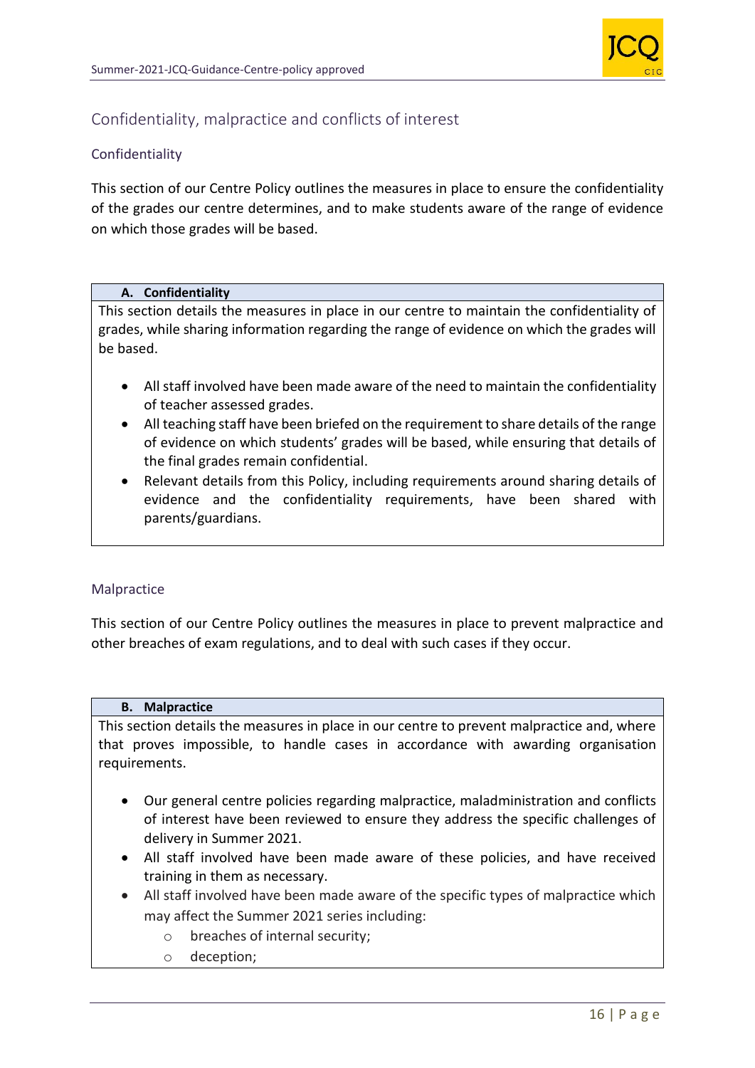## Confidentiality, malpractice and conflicts of interest

### Confidentiality

This section of our Centre Policy outlines the measures in place to ensure the confidentiality of the grades our centre determines, and to make students aware of the range of evidence on which those grades will be based.

**A. Confidentiality**

This section details the measures in place in our centre to maintain the confidentiality of grades, while sharing information regarding the range of evidence on which the grades will be based.

- All staff involved have been made aware of the need to maintain the confidentiality of teacher assessed grades.
- All teaching staff have been briefed on the requirement to share details of the range of evidence on which students' grades will be based, while ensuring that details of the final grades remain confidential.
- Relevant details from this Policy, including requirements around sharing details of evidence and the confidentiality requirements, have been shared with parents/guardians.

### Malpractice

This section of our Centre Policy outlines the measures in place to prevent malpractice and other breaches of exam regulations, and to deal with such cases if they occur.

**B. Malpractice**

This section details the measures in place in our centre to prevent malpractice and, where that proves impossible, to handle cases in accordance with awarding organisation requirements.

- Our general centre policies regarding malpractice, maladministration and conflicts of interest have been reviewed to ensure they address the specific challenges of delivery in Summer 2021.
- All staff involved have been made aware of these policies, and have received training in them as necessary.
- All staff involved have been made aware of the specific types of malpractice which may affect the Summer 2021 series including:
  - breaches of internal security;
  - deception;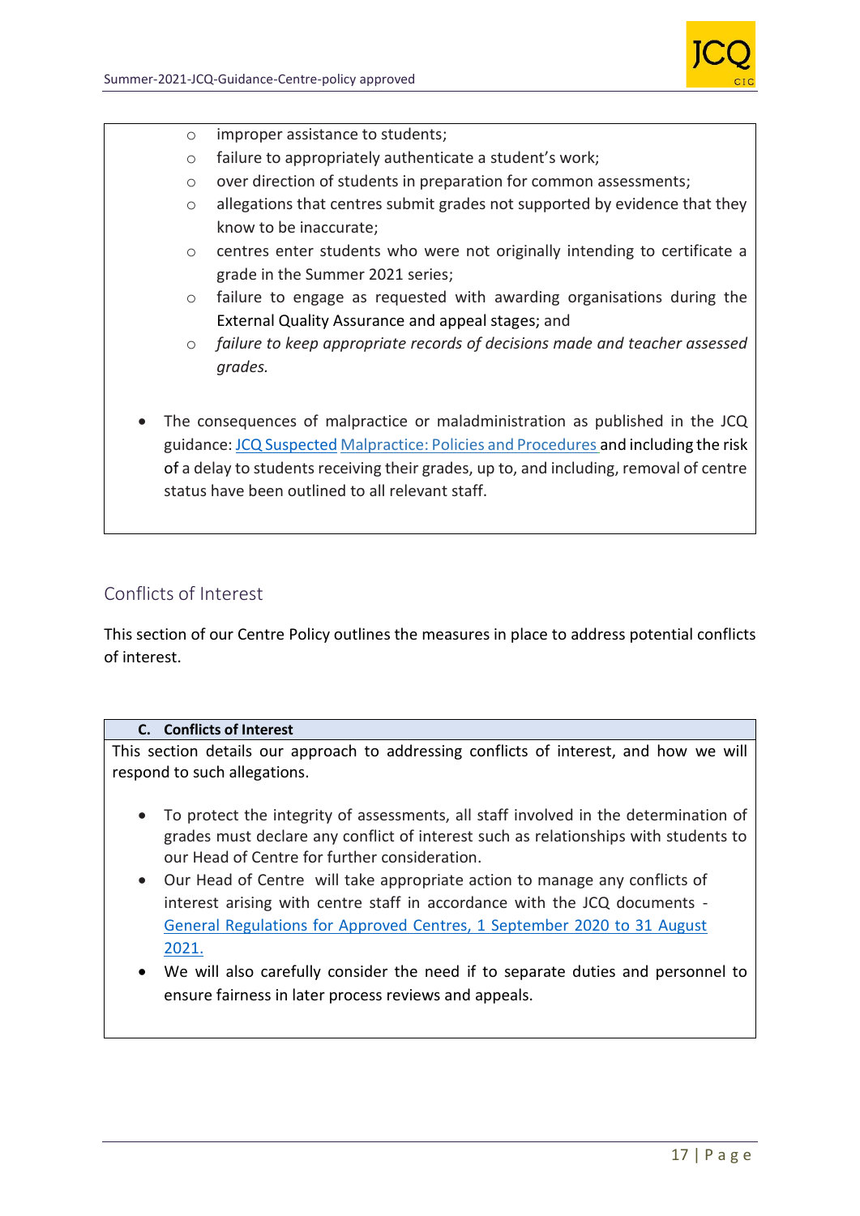- improper assistance to students;
  - failure to appropriately authenticate a student's work;
  - over direction of students in preparation for common assessments;
  - allegations that centres submit grades not supported by evidence that they know to be inaccurate;
  - centres enter students who were not originally intending to certificate a grade in the Summer 2021 series;
  - failure to engage as requested with awarding organisations during the External Quality Assurance and appeal stages; and
  - *failure to keep appropriate records of decisions made and teacher assessed grades.*

- The consequences of malpractice or maladministration as published in the JCQ guidance: [JCQ Suspected Malpractice: Policies and Procedures]() and including the risk of a delay to students receiving their grades, up to, and including, removal of centre status have been outlined to all relevant staff.

## Conflicts of Interest

This section of our Centre Policy outlines the measures in place to address potential conflicts of interest.

### C. Conflicts of Interest

This section details our approach to addressing conflicts of interest, and how we will respond to such allegations.

- To protect the integrity of assessments, all staff involved in the determination of grades must declare any conflict of interest such as relationships with students to our Head of Centre for further consideration.
- Our Head of Centre will take appropriate action to manage any conflicts of interest arising with centre staff in accordance with the JCQ documents - [General Regulations for Approved Centres, 1 September 2020 to 31 August 2021.]()
- We will also carefully consider the need if to separate duties and personnel to ensure fairness in later process reviews and appeals.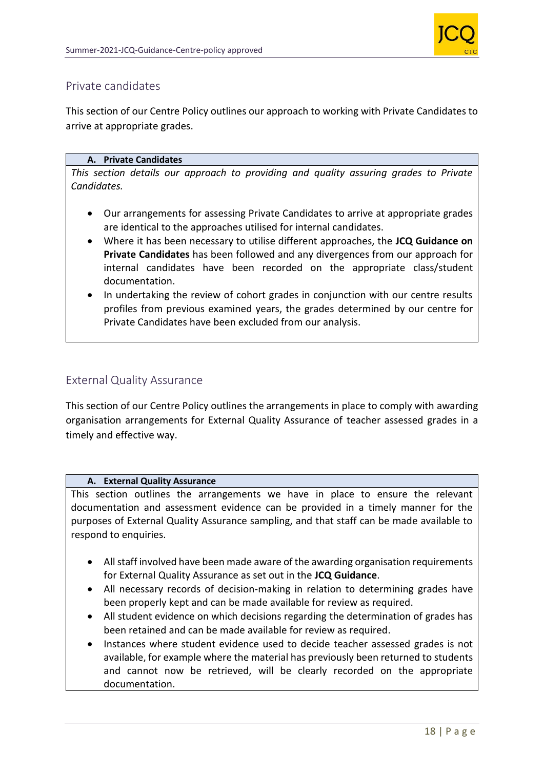## Private candidates

This section of our Centre Policy outlines our approach to working with Private Candidates to arrive at appropriate grades.

### A. Private Candidates

*This section details our approach to providing and quality assuring grades to Private Candidates.*

- Our arrangements for assessing Private Candidates to arrive at appropriate grades are identical to the approaches utilised for internal candidates.
- Where it has been necessary to utilise different approaches, the **JCQ Guidance on Private Candidates** has been followed and any divergences from our approach for internal candidates have been recorded on the appropriate class/student documentation.
- In undertaking the review of cohort grades in conjunction with our centre results profiles from previous examined years, the grades determined by our centre for Private Candidates have been excluded from our analysis.

## External Quality Assurance

This section of our Centre Policy outlines the arrangements in place to comply with awarding organisation arrangements for External Quality Assurance of teacher assessed grades in a timely and effective way.

### A. External Quality Assurance

This section outlines the arrangements we have in place to ensure the relevant documentation and assessment evidence can be provided in a timely manner for the purposes of External Quality Assurance sampling, and that staff can be made available to respond to enquiries.

- All staff involved have been made aware of the awarding organisation requirements for External Quality Assurance as set out in the **JCQ Guidance**.
- All necessary records of decision-making in relation to determining grades have been properly kept and can be made available for review as required.
- All student evidence on which decisions regarding the determination of grades has been retained and can be made available for review as required.
- Instances where student evidence used to decide teacher assessed grades is not available, for example where the material has previously been returned to students and cannot now be retrieved, will be clearly recorded on the appropriate documentation.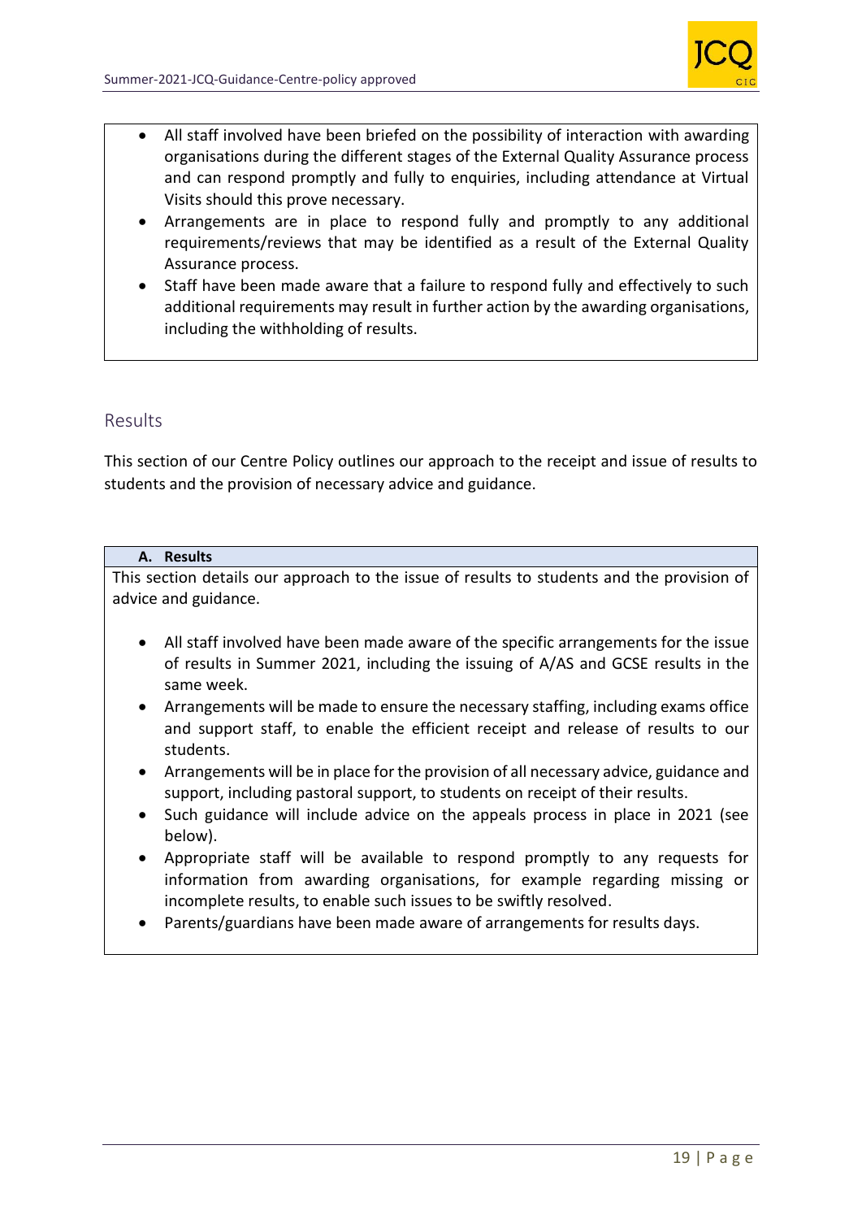- All staff involved have been briefed on the possibility of interaction with awarding organisations during the different stages of the External Quality Assurance process and can respond promptly and fully to enquiries, including attendance at Virtual Visits should this prove necessary.
- Arrangements are in place to respond fully and promptly to any additional requirements/reviews that may be identified as a result of the External Quality Assurance process.
- Staff have been made aware that a failure to respond fully and effectively to such additional requirements may result in further action by the awarding organisations, including the withholding of results.

## Results

This section of our Centre Policy outlines our approach to the receipt and issue of results to students and the provision of necessary advice and guidance.

### A. Results

This section details our approach to the issue of results to students and the provision of advice and guidance.

- All staff involved have been made aware of the specific arrangements for the issue of results in Summer 2021, including the issuing of A/AS and GCSE results in the same week.
- Arrangements will be made to ensure the necessary staffing, including exams office and support staff, to enable the efficient receipt and release of results to our students.
- Arrangements will be in place for the provision of all necessary advice, guidance and support, including pastoral support, to students on receipt of their results.
- Such guidance will include advice on the appeals process in place in 2021 (see below).
- Appropriate staff will be available to respond promptly to any requests for information from awarding organisations, for example regarding missing or incomplete results, to enable such issues to be swiftly resolved.
- Parents/guardians have been made aware of arrangements for results days.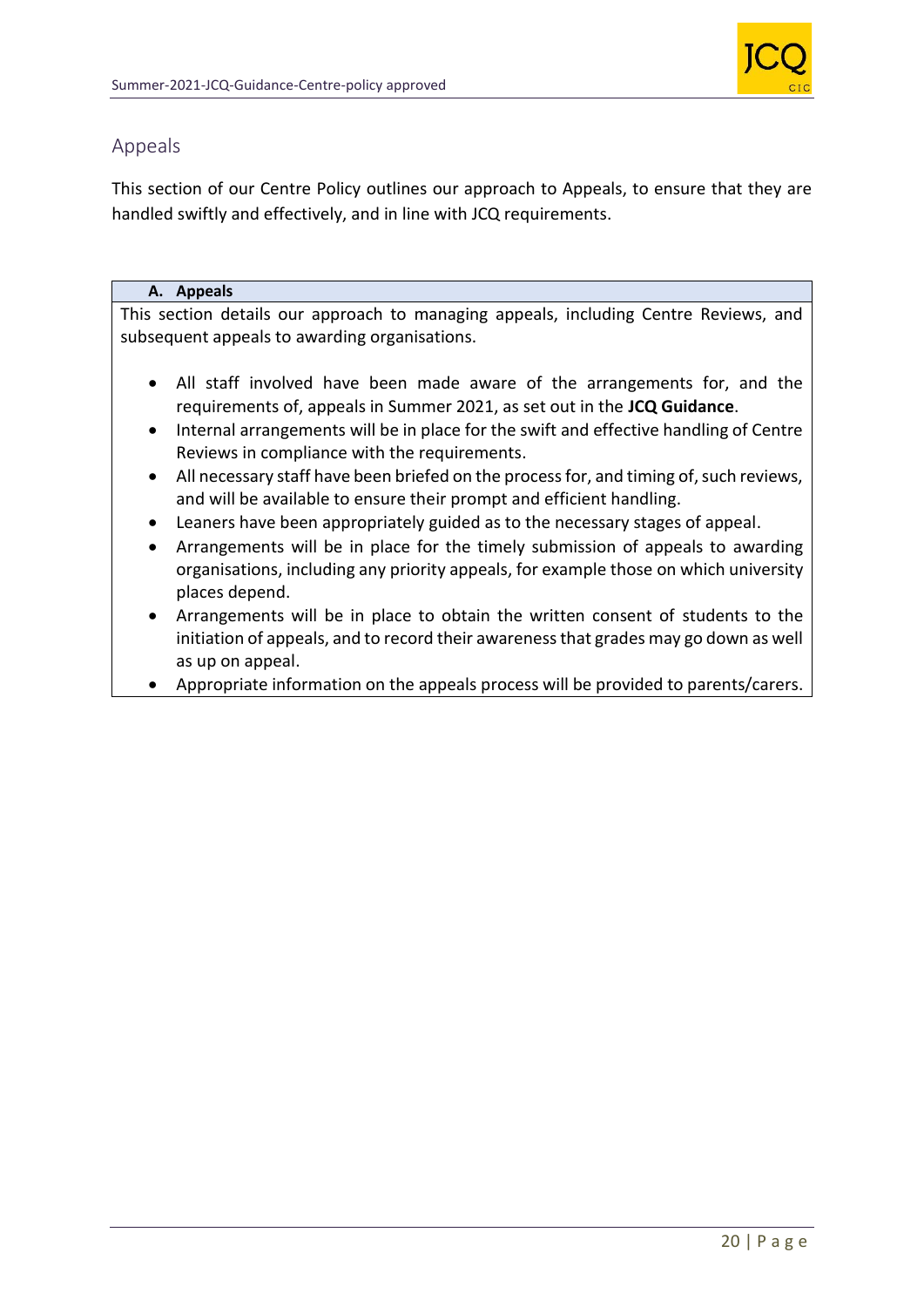## Appeals

This section of our Centre Policy outlines our approach to Appeals, to ensure that they are handled swiftly and effectively, and in line with JCQ requirements.

| **A. Appeals** |
|---|
| This section details our approach to managing appeals, including Centre Reviews, and subsequent appeals to awarding organisations.<br><br>• All staff involved have been made aware of the arrangements for, and the requirements of, appeals in Summer 2021, as set out in the **JCQ Guidance**.<br>• Internal arrangements will be in place for the swift and effective handling of Centre Reviews in compliance with the requirements.<br>• All necessary staff have been briefed on the process for, and timing of, such reviews, and will be available to ensure their prompt and efficient handling.<br>• Leaners have been appropriately guided as to the necessary stages of appeal.<br>• Arrangements will be in place for the timely submission of appeals to awarding organisations, including any priority appeals, for example those on which university places depend.<br>• Arrangements will be in place to obtain the written consent of students to the initiation of appeals, and to record their awareness that grades may go down as well as up on appeal.<br>• Appropriate information on the appeals process will be provided to parents/carers. |